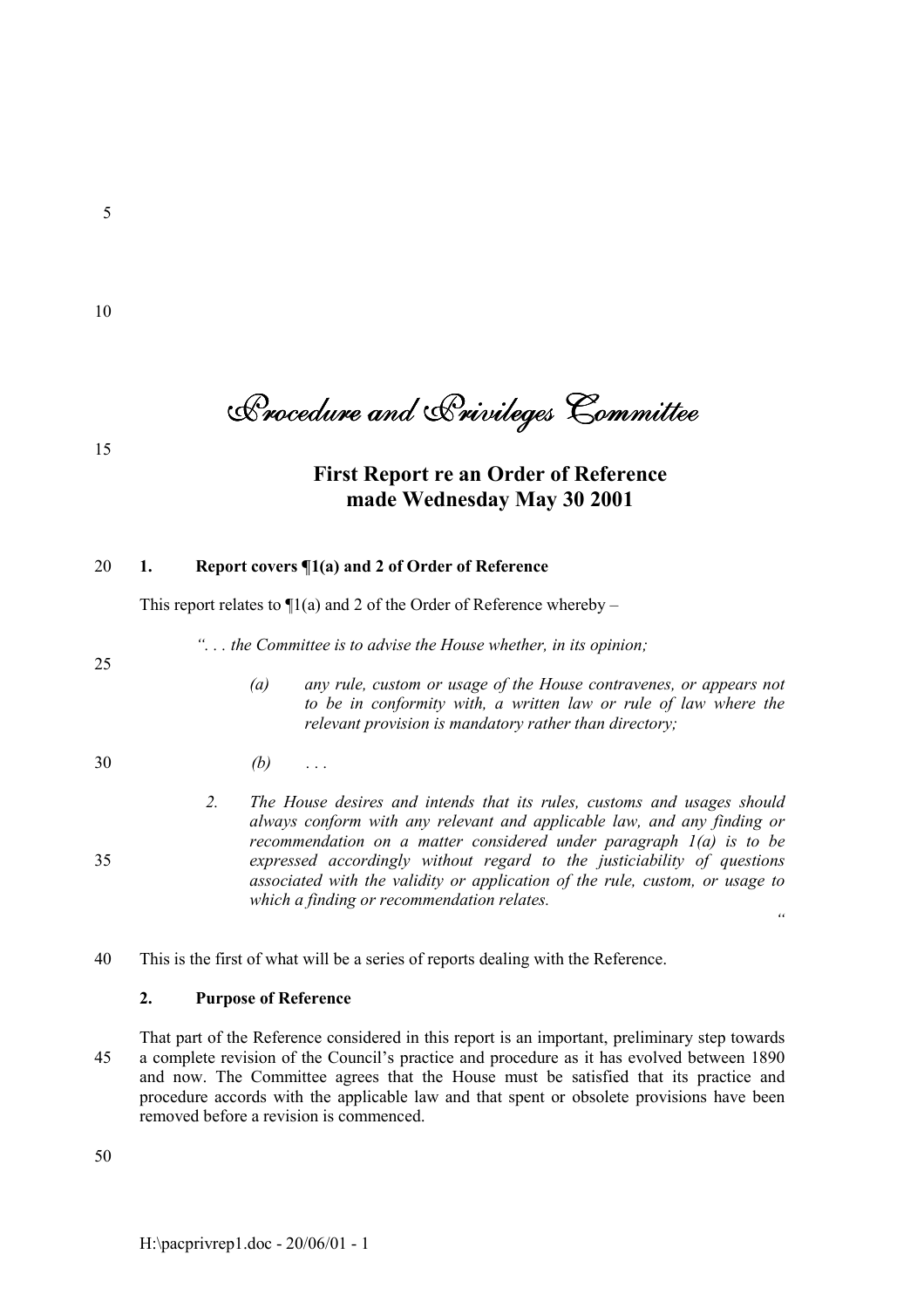# Procedure and Privileges Committee

## First Report re an Order of Reference made Wednesday May 30 2001

### 1. Report covers ¶1(a) and 2 of Order of Reference

This report relates to ¶1(a) and 2 of the Order of Reference whereby –

> *". . . the Committee is to advise the House whether, in its opinion;*
>
> *(a) any rule, custom or usage of the House contravenes, or appears not to be in conformity with, a written law or rule of law where the relevant provision is mandatory rather than directory;*
>
> *(b) . . .*
>
> *2. The House desires and intends that its rules, customs and usages should always conform with any relevant and applicable law, and any finding or recommendation on a matter considered under paragraph 1(a) is to be expressed accordingly without regard to the justiciability of questions associated with the validity or application of the rule, custom, or usage to which a finding or recommendation relates.*
>
> *"*

This is the first of what will be a series of reports dealing with the Reference.

### 2. Purpose of Reference

That part of the Reference considered in this report is an important, preliminary step towards a complete revision of the Council's practice and procedure as it has evolved between 1890 and now. The Committee agrees that the House must be satisfied that its practice and procedure accords with the applicable law and that spent or obsolete provisions have been removed before a revision is commenced.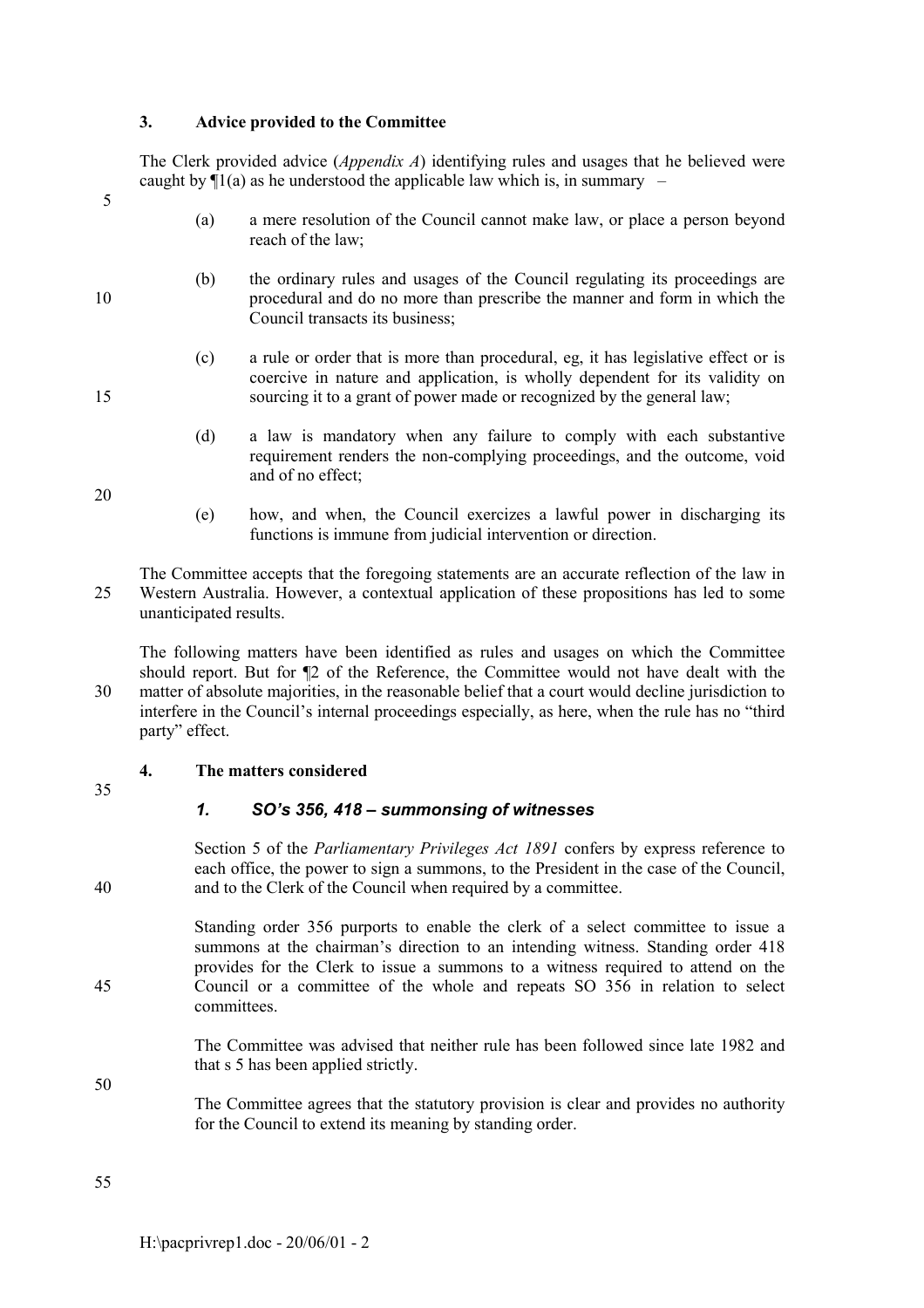## 3. Advice provided to the Committee

The Clerk provided advice (*Appendix A*) identifying rules and usages that he believed were caught by ¶1(a) as he understood the applicable law which is, in summary –

(a) a mere resolution of the Council cannot make law, or place a person beyond reach of the law;

(b) the ordinary rules and usages of the Council regulating its proceedings are procedural and do no more than prescribe the manner and form in which the Council transacts its business;

(c) a rule or order that is more than procedural, eg, it has legislative effect or is coercive in nature and application, is wholly dependent for its validity on sourcing it to a grant of power made or recognized by the general law;

(d) a law is mandatory when any failure to comply with each substantive requirement renders the non-complying proceedings, and the outcome, void and of no effect;

(e) how, and when, the Council exercizes a lawful power in discharging its functions is immune from judicial intervention or direction.

The Committee accepts that the foregoing statements are an accurate reflection of the law in Western Australia. However, a contextual application of these propositions has led to some unanticipated results.

The following matters have been identified as rules and usages on which the Committee should report. But for ¶2 of the Reference, the Committee would not have dealt with the matter of absolute majorities, in the reasonable belief that a court would decline jurisdiction to interfere in the Council's internal proceedings especially, as here, when the rule has no "third party" effect.

## 4. The matters considered

### *1. SO's 356, 418 – summonsing of witnesses*

Section 5 of the *Parliamentary Privileges Act 1891* confers by express reference to each office, the power to sign a summons, to the President in the case of the Council, and to the Clerk of the Council when required by a committee.

Standing order 356 purports to enable the clerk of a select committee to issue a summons at the chairman's direction to an intending witness. Standing order 418 provides for the Clerk to issue a summons to a witness required to attend on the Council or a committee of the whole and repeats SO 356 in relation to select committees.

The Committee was advised that neither rule has been followed since late 1982 and that s 5 has been applied strictly.

The Committee agrees that the statutory provision is clear and provides no authority for the Council to extend its meaning by standing order.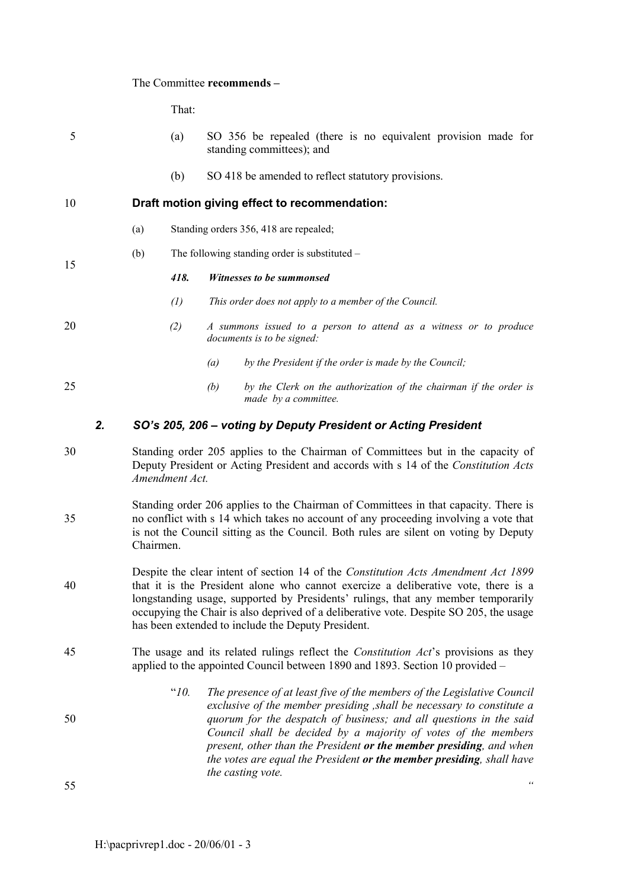The Committee **recommends –**

That:

(a) SO 356 be repealed (there is no equivalent provision made for standing committees); and

(b) SO 418 be amended to reflect statutory provisions.

**Draft motion giving effect to recommendation:**

(a) Standing orders 356, 418 are repealed;

(b) The following standing order is substituted –

***418. Witnesses to be summonsed***

*(1) This order does not apply to a member of the Council.*

*(2) A summons issued to a person to attend as a witness or to produce documents is to be signed:*

*(a) by the President if the order is made by the Council;*

*(b) by the Clerk on the authorization of the chairman if the order is made by a committee.*

## *2. SO's 205, 206 – voting by Deputy President or Acting President*

Standing order 205 applies to the Chairman of Committees but in the capacity of Deputy President or Acting President and accords with s 14 of the *Constitution Acts Amendment Act.*

Standing order 206 applies to the Chairman of Committees in that capacity. There is no conflict with s 14 which takes no account of any proceeding involving a vote that is not the Council sitting as the Council. Both rules are silent on voting by Deputy Chairmen.

Despite the clear intent of section 14 of the *Constitution Acts Amendment Act 1899* that it is the President alone who cannot exercize a deliberative vote, there is a longstanding usage, supported by Presidents' rulings, that any member temporarily occupying the Chair is also deprived of a deliberative vote. Despite SO 205, the usage has been extended to include the Deputy President.

The usage and its related rulings reflect the *Constitution Act*'s provisions as they applied to the appointed Council between 1890 and 1893. Section 10 provided –

"*10. The presence of at least five of the members of the Legislative Council exclusive of the member presiding ,shall be necessary to constitute a quorum for the despatch of business; and all questions in the said Council shall be decided by a majority of votes of the members present, other than the President **or the member presiding**, and when the votes are equal the President **or the member presiding**, shall have the casting vote.*

"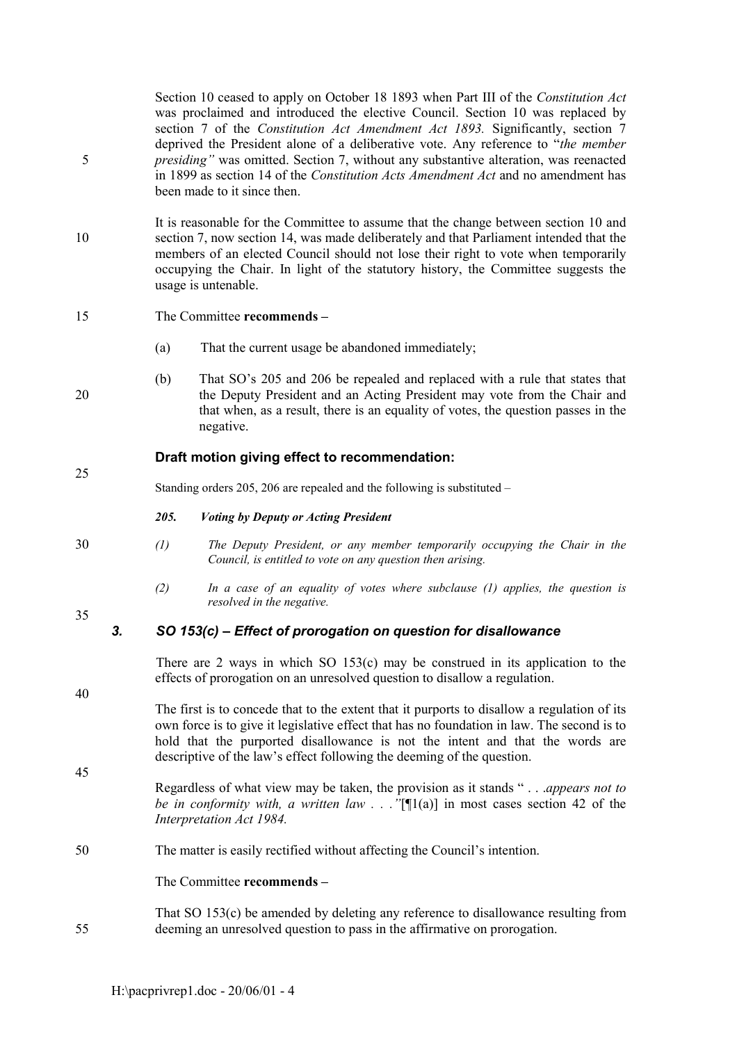Section 10 ceased to apply on October 18 1893 when Part III of the *Constitution Act* was proclaimed and introduced the elective Council. Section 10 was replaced by section 7 of the *Constitution Act Amendment Act 1893.* Significantly, section 7 deprived the President alone of a deliberative vote. Any reference to "*the member presiding"* was omitted. Section 7, without any substantive alteration, was reenacted in 1899 as section 14 of the *Constitution Acts Amendment Act* and no amendment has been made to it since then.

It is reasonable for the Committee to assume that the change between section 10 and section 7, now section 14, was made deliberately and that Parliament intended that the members of an elected Council should not lose their right to vote when temporarily occupying the Chair. In light of the statutory history, the Committee suggests the usage is untenable.

The Committee **recommends –**

(a) That the current usage be abandoned immediately;

(b) That SO's 205 and 206 be repealed and replaced with a rule that states that the Deputy President and an Acting President may vote from the Chair and that when, as a result, there is an equality of votes, the question passes in the negative.

### Draft motion giving effect to recommendation:

Standing orders 205, 206 are repealed and the following is substituted –

***205. Voting by Deputy or Acting President***

*(1) The Deputy President, or any member temporarily occupying the Chair in the Council, is entitled to vote on any question then arising.*

*(2) In a case of an equality of votes where subclause (1) applies, the question is resolved in the negative.*

### *3. SO 153(c) – Effect of prorogation on question for disallowance*

There are 2 ways in which SO 153(c) may be construed in its application to the effects of prorogation on an unresolved question to disallow a regulation.

The first is to concede that to the extent that it purports to disallow a regulation of its own force is to give it legislative effect that has no foundation in law. The second is to hold that the purported disallowance is not the intent and that the words are descriptive of the law's effect following the deeming of the question.

Regardless of what view may be taken, the provision as it stands " . . .*appears not to be in conformity with, a written law . . ."*[¶1(a)] in most cases section 42 of the *Interpretation Act 1984.*

The matter is easily rectified without affecting the Council's intention.

The Committee **recommends –**

That SO 153(c) be amended by deleting any reference to disallowance resulting from deeming an unresolved question to pass in the affirmative on prorogation.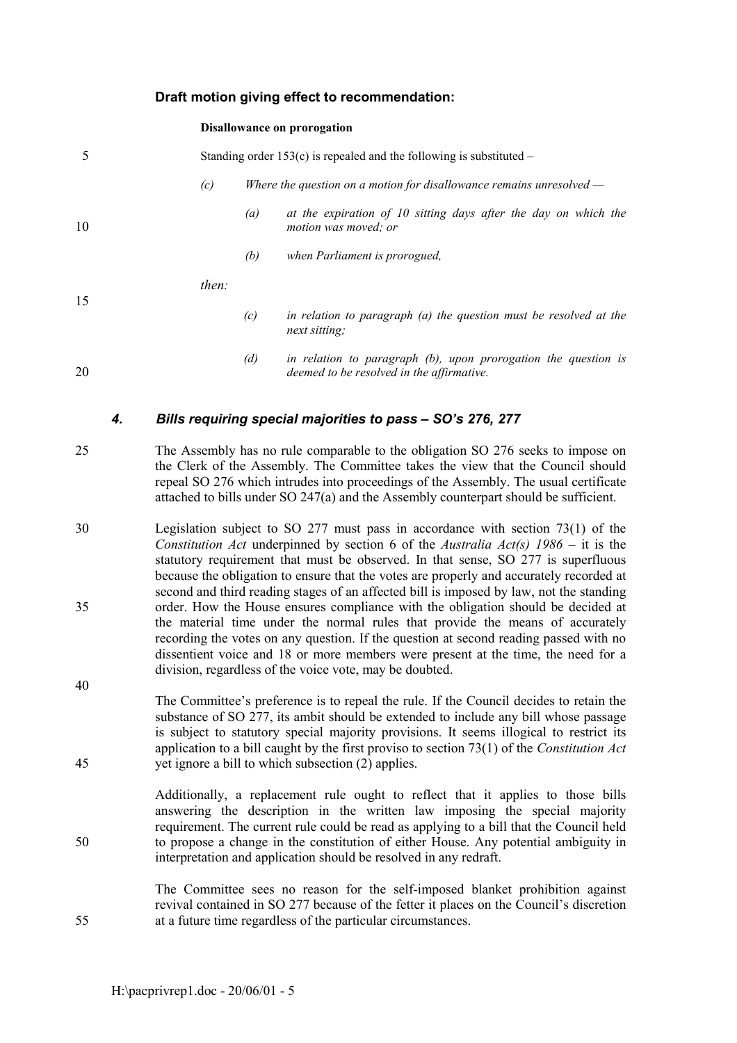### Draft motion giving effect to recommendation:

**Disallowance on prorogation**

Standing order 153(c) is repealed and the following is substituted –

*(c) Where the question on a motion for disallowance remains unresolved —*

> *(a) at the expiration of 10 sitting days after the day on which the motion was moved; or*
>
> *(b) when Parliament is prorogued,*

*then:*

> *(c) in relation to paragraph (a) the question must be resolved at the next sitting;*
>
> *(d) in relation to paragraph (b), upon prorogation the question is deemed to be resolved in the affirmative.*

## *4. Bills requiring special majorities to pass – SO's 276, 277*

The Assembly has no rule comparable to the obligation SO 276 seeks to impose on the Clerk of the Assembly. The Committee takes the view that the Council should repeal SO 276 which intrudes into proceedings of the Assembly. The usual certificate attached to bills under SO 247(a) and the Assembly counterpart should be sufficient.

Legislation subject to SO 277 must pass in accordance with section 73(1) of the *Constitution Act* underpinned by section 6 of the *Australia Act(s) 1986* – it is the statutory requirement that must be observed. In that sense, SO 277 is superfluous because the obligation to ensure that the votes are properly and accurately recorded at second and third reading stages of an affected bill is imposed by law, not the standing order. How the House ensures compliance with the obligation should be decided at the material time under the normal rules that provide the means of accurately recording the votes on any question. If the question at second reading passed with no dissentient voice and 18 or more members were present at the time, the need for a division, regardless of the voice vote, may be doubted.

The Committee's preference is to repeal the rule. If the Council decides to retain the substance of SO 277, its ambit should be extended to include any bill whose passage is subject to statutory special majority provisions. It seems illogical to restrict its application to a bill caught by the first proviso to section 73(1) of the *Constitution Act* yet ignore a bill to which subsection (2) applies.

Additionally, a replacement rule ought to reflect that it applies to those bills answering the description in the written law imposing the special majority requirement. The current rule could be read as applying to a bill that the Council held to propose a change in the constitution of either House. Any potential ambiguity in interpretation and application should be resolved in any redraft.

The Committee sees no reason for the self-imposed blanket prohibition against revival contained in SO 277 because of the fetter it places on the Council's discretion at a future time regardless of the particular circumstances.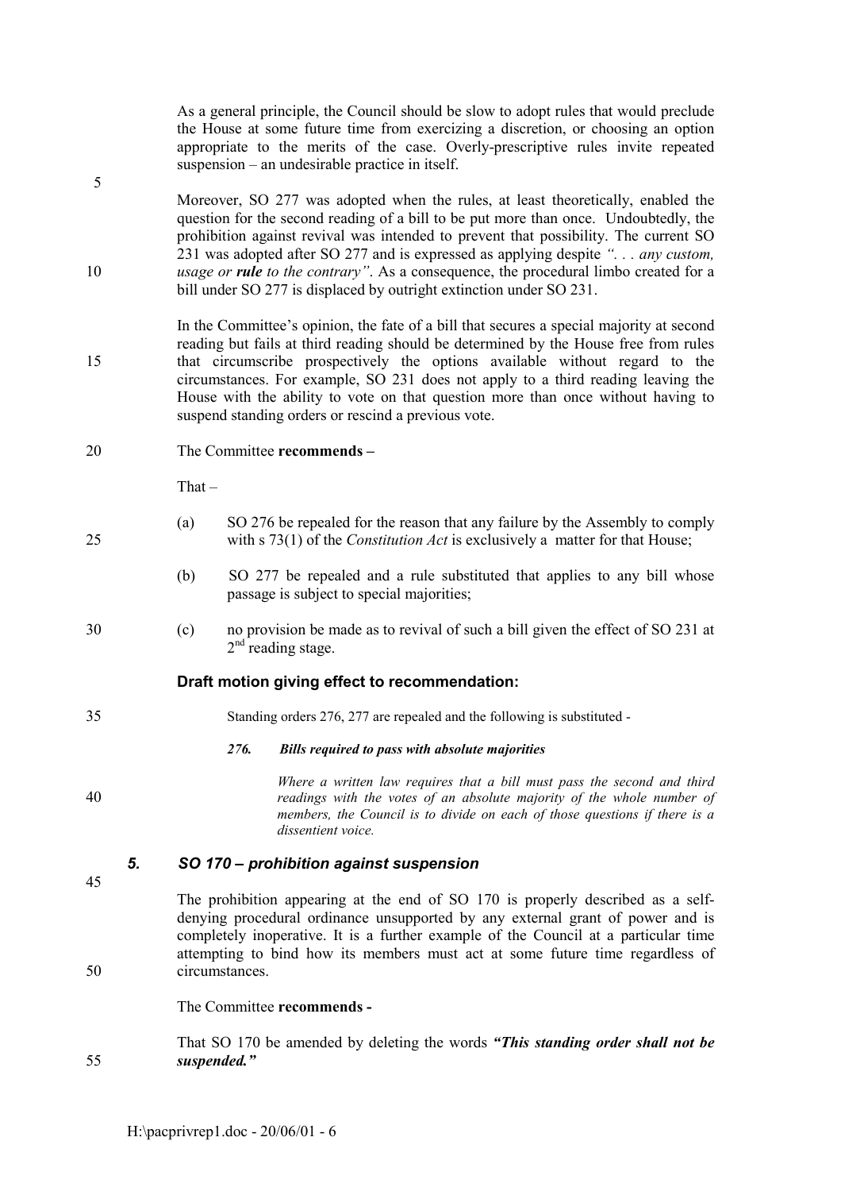As a general principle, the Council should be slow to adopt rules that would preclude the House at some future time from exercizing a discretion, or choosing an option appropriate to the merits of the case. Overly-prescriptive rules invite repeated suspension – an undesirable practice in itself.

Moreover, SO 277 was adopted when the rules, at least theoretically, enabled the question for the second reading of a bill to be put more than once. Undoubtedly, the prohibition against revival was intended to prevent that possibility. The current SO 231 was adopted after SO 277 and is expressed as applying despite *". . . any custom, usage or **rule** to the contrary"*. As a consequence, the procedural limbo created for a bill under SO 277 is displaced by outright extinction under SO 231.

In the Committee's opinion, the fate of a bill that secures a special majority at second reading but fails at third reading should be determined by the House free from rules that circumscribe prospectively the options available without regard to the circumstances. For example, SO 231 does not apply to a third reading leaving the House with the ability to vote on that question more than once without having to suspend standing orders or rescind a previous vote.

The Committee **recommends –**

That –

(a) SO 276 be repealed for the reason that any failure by the Assembly to comply with s 73(1) of the *Constitution Act* is exclusively a matter for that House;

(b) SO 277 be repealed and a rule substituted that applies to any bill whose passage is subject to special majorities;

(c) no provision be made as to revival of such a bill given the effect of SO 231 at 2nd reading stage.

**Draft motion giving effect to recommendation:**

Standing orders 276, 277 are repealed and the following is substituted -

***276. Bills required to pass with absolute majorities***

*Where a written law requires that a bill must pass the second and third readings with the votes of an absolute majority of the whole number of members, the Council is to divide on each of those questions if there is a dissentient voice.*

### *5. SO 170 – prohibition against suspension*

The prohibition appearing at the end of SO 170 is properly described as a self-denying procedural ordinance unsupported by any external grant of power and is completely inoperative. It is a further example of the Council at a particular time attempting to bind how its members must act at some future time regardless of circumstances.

The Committee **recommends -**

That SO 170 be amended by deleting the words ***"This standing order shall not be suspended."***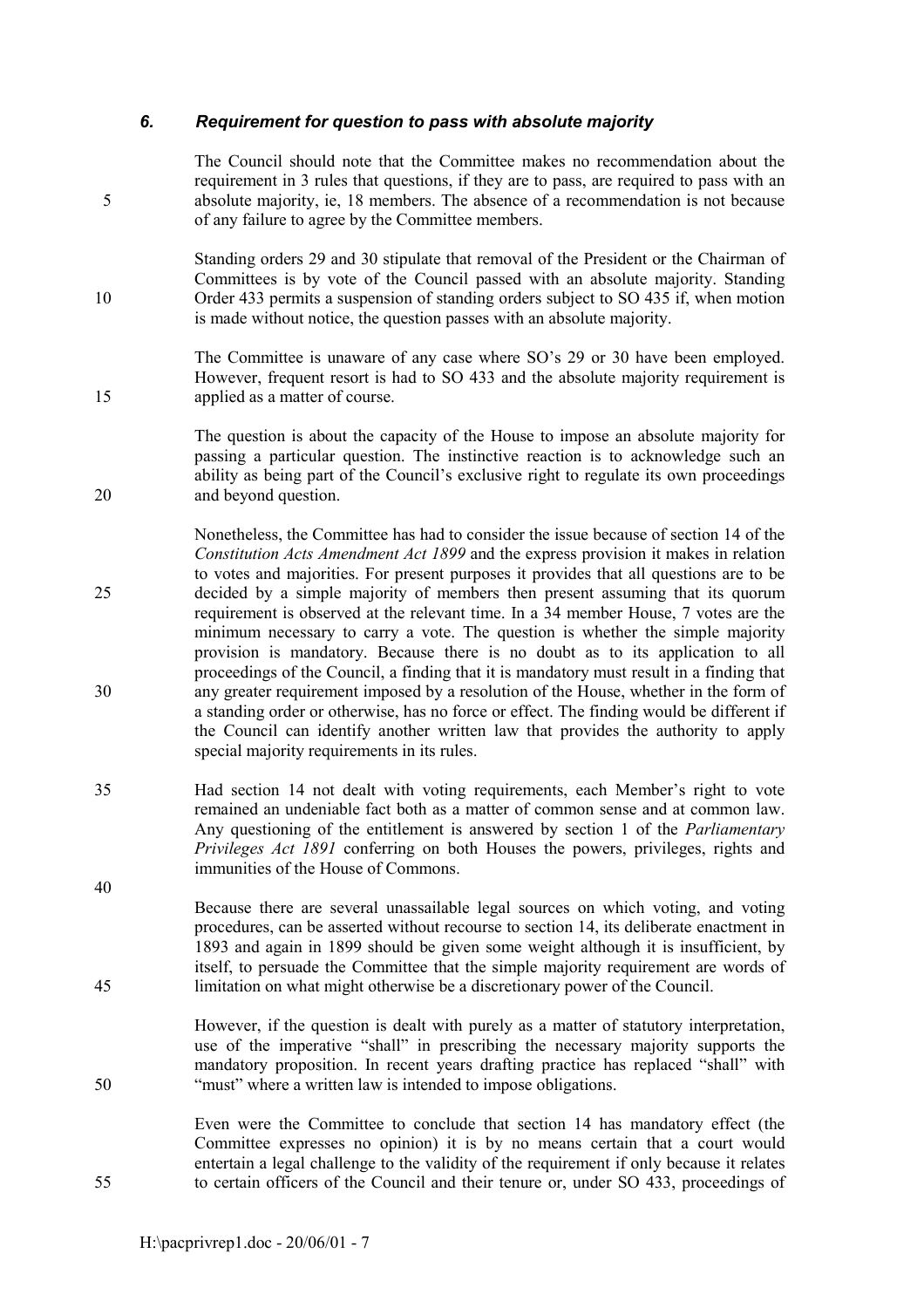### *6. Requirement for question to pass with absolute majority*

The Council should note that the Committee makes no recommendation about the requirement in 3 rules that questions, if they are to pass, are required to pass with an absolute majority, ie, 18 members. The absence of a recommendation is not because of any failure to agree by the Committee members.

Standing orders 29 and 30 stipulate that removal of the President or the Chairman of Committees is by vote of the Council passed with an absolute majority. Standing Order 433 permits a suspension of standing orders subject to SO 435 if, when motion is made without notice, the question passes with an absolute majority.

The Committee is unaware of any case where SO's 29 or 30 have been employed. However, frequent resort is had to SO 433 and the absolute majority requirement is applied as a matter of course.

The question is about the capacity of the House to impose an absolute majority for passing a particular question. The instinctive reaction is to acknowledge such an ability as being part of the Council's exclusive right to regulate its own proceedings and beyond question.

Nonetheless, the Committee has had to consider the issue because of section 14 of the *Constitution Acts Amendment Act 1899* and the express provision it makes in relation to votes and majorities. For present purposes it provides that all questions are to be decided by a simple majority of members then present assuming that its quorum requirement is observed at the relevant time. In a 34 member House, 7 votes are the minimum necessary to carry a vote. The question is whether the simple majority provision is mandatory. Because there is no doubt as to its application to all proceedings of the Council, a finding that it is mandatory must result in a finding that any greater requirement imposed by a resolution of the House, whether in the form of a standing order or otherwise, has no force or effect. The finding would be different if the Council can identify another written law that provides the authority to apply special majority requirements in its rules.

Had section 14 not dealt with voting requirements, each Member's right to vote remained an undeniable fact both as a matter of common sense and at common law. Any questioning of the entitlement is answered by section 1 of the *Parliamentary Privileges Act 1891* conferring on both Houses the powers, privileges, rights and immunities of the House of Commons.

Because there are several unassailable legal sources on which voting, and voting procedures, can be asserted without recourse to section 14, its deliberate enactment in 1893 and again in 1899 should be given some weight although it is insufficient, by itself, to persuade the Committee that the simple majority requirement are words of limitation on what might otherwise be a discretionary power of the Council.

However, if the question is dealt with purely as a matter of statutory interpretation, use of the imperative "shall" in prescribing the necessary majority supports the mandatory proposition. In recent years drafting practice has replaced "shall" with "must" where a written law is intended to impose obligations.

Even were the Committee to conclude that section 14 has mandatory effect (the Committee expresses no opinion) it is by no means certain that a court would entertain a legal challenge to the validity of the requirement if only because it relates to certain officers of the Council and their tenure or, under SO 433, proceedings of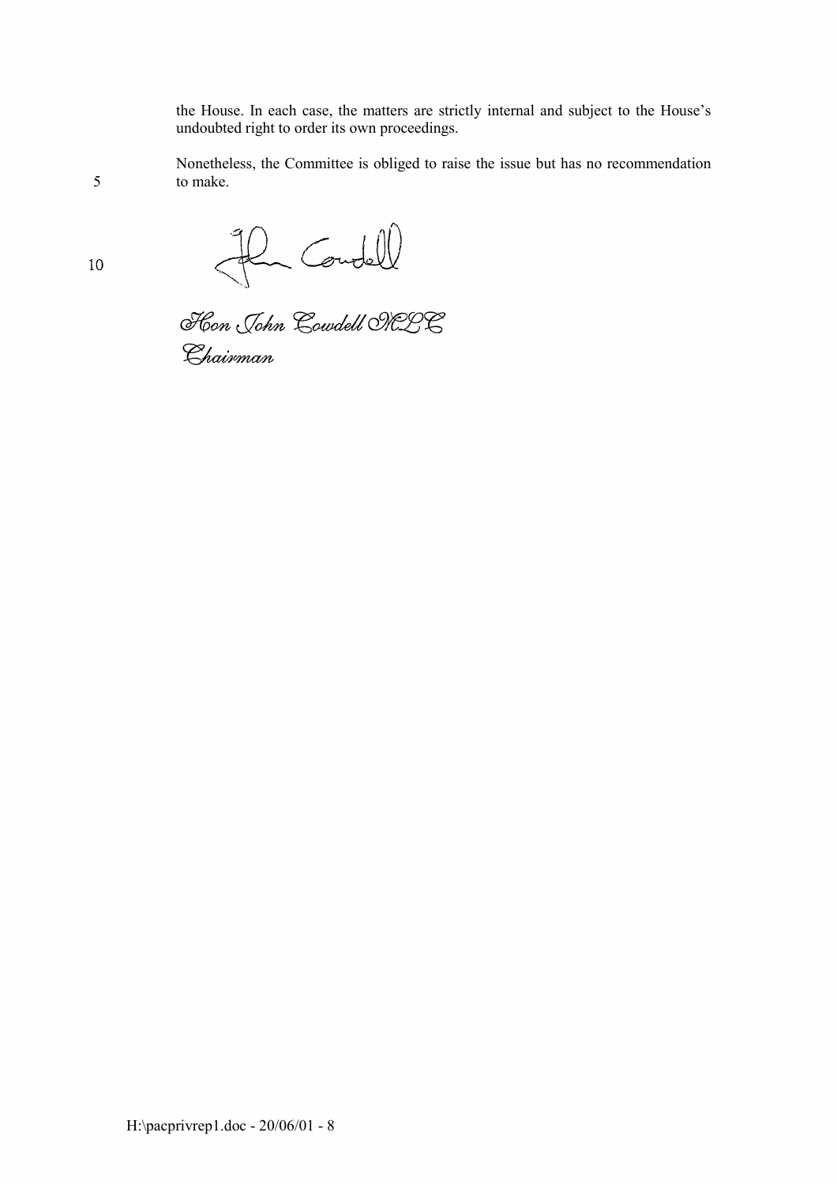the House. In each case, the matters are strictly internal and subject to the House's undoubted right to order its own proceedings.

Nonetheless, the Committee is obliged to raise the issue but has no recommendation to make.

*Hon John Cowdell MLC*
*Chairman*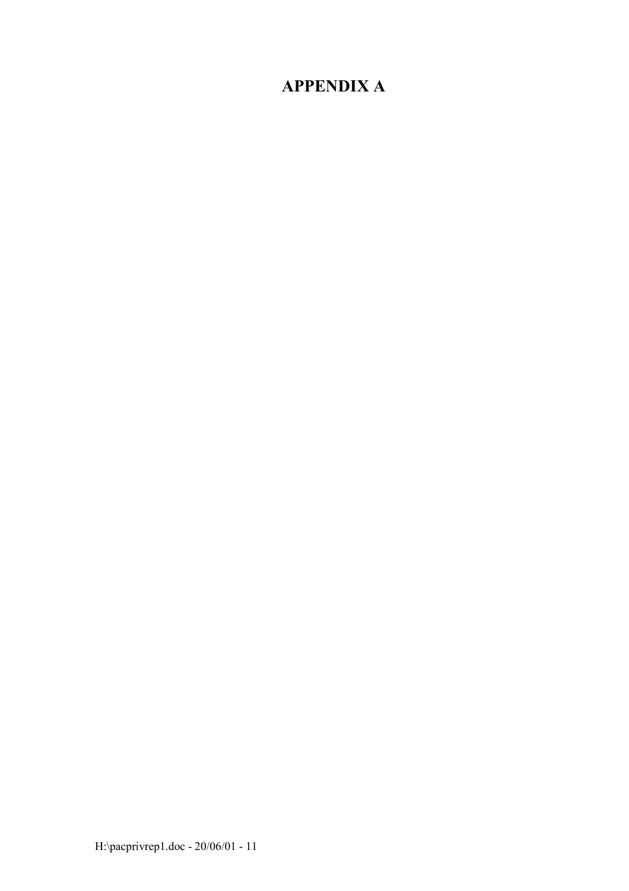# APPENDIX A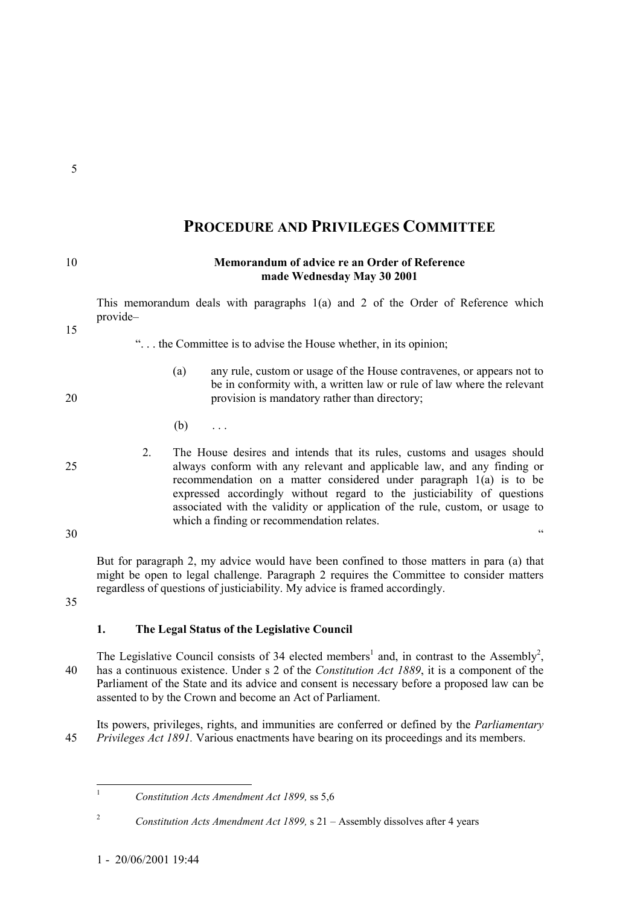## PROCEDURE AND PRIVILEGES COMMITTEE

**Memorandum of advice re an Order of Reference made Wednesday May 30 2001**

This memorandum deals with paragraphs 1(a) and 2 of the Order of Reference which provide–

> ". . . the Committee is to advise the House whether, in its opinion;
>
> (a) any rule, custom or usage of the House contravenes, or appears not to be in conformity with, a written law or rule of law where the relevant provision is mandatory rather than directory;
>
> (b) . . .
>
> 2. The House desires and intends that its rules, customs and usages should always conform with any relevant and applicable law, and any finding or recommendation on a matter considered under paragraph 1(a) is to be expressed accordingly without regard to the justiciability of questions associated with the validity or application of the rule, custom, or usage to which a finding or recommendation relates.
>
> "

But for paragraph 2, my advice would have been confined to those matters in para (a) that might be open to legal challenge. Paragraph 2 requires the Committee to consider matters regardless of questions of justiciability. My advice is framed accordingly.

### 1. The Legal Status of the Legislative Council

The Legislative Council consists of 34 elected members[1] and, in contrast to the Assembly[2], has a continuous existence. Under s 2 of the *Constitution Act 1889*, it is a component of the Parliament of the State and its advice and consent is necessary before a proposed law can be assented to by the Crown and become an Act of Parliament.

Its powers, privileges, rights, and immunities are conferred or defined by the *Parliamentary Privileges Act 1891.* Various enactments have bearing on its proceedings and its members.

---

[1] *Constitution Acts Amendment Act 1899,* ss 5,6

[2] *Constitution Acts Amendment Act 1899,* s 21 – Assembly dissolves after 4 years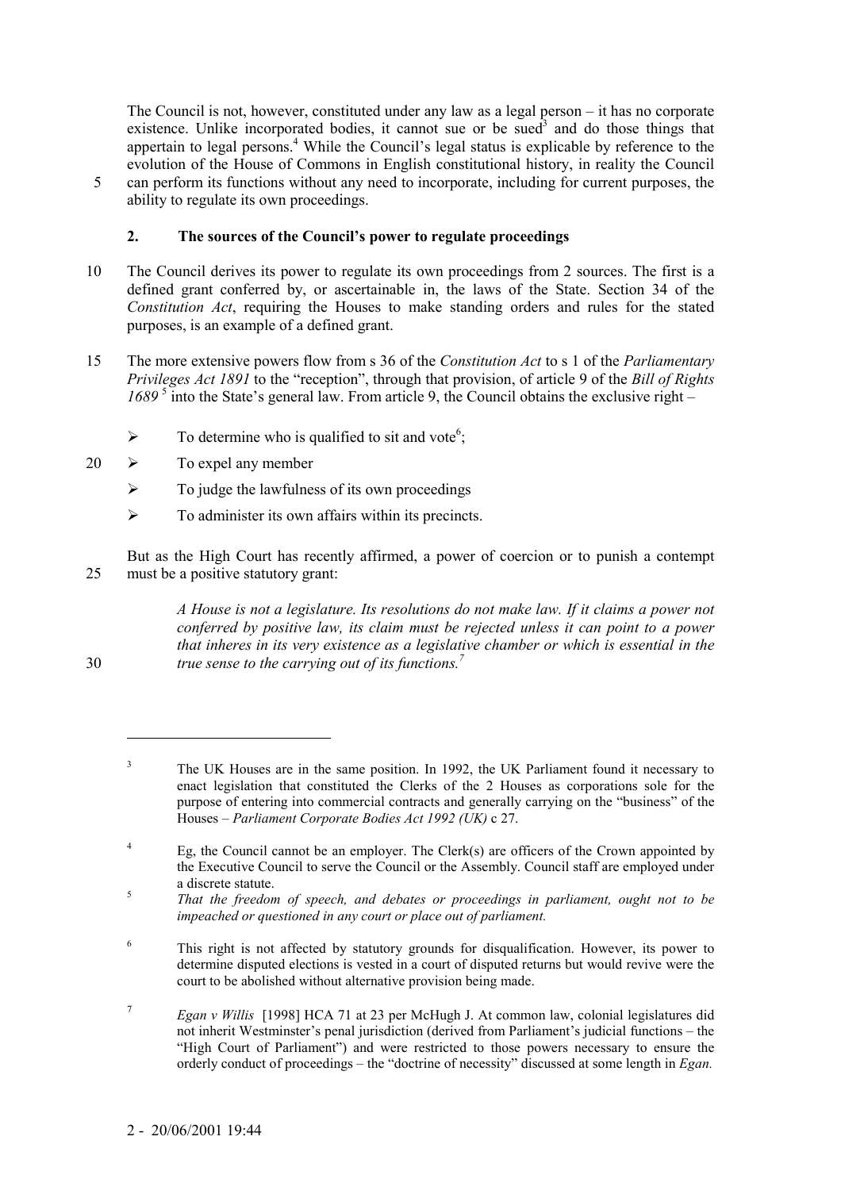The Council is not, however, constituted under any law as a legal person – it has no corporate existence. Unlike incorporated bodies, it cannot sue or be sued[3] and do those things that appertain to legal persons.[4] While the Council's legal status is explicable by reference to the evolution of the House of Commons in English constitutional history, in reality the Council can perform its functions without any need to incorporate, including for current purposes, the ability to regulate its own proceedings.

## 2. The sources of the Council's power to regulate proceedings

The Council derives its power to regulate its own proceedings from 2 sources. The first is a defined grant conferred by, or ascertainable in, the laws of the State. Section 34 of the *Constitution Act*, requiring the Houses to make standing orders and rules for the stated purposes, is an example of a defined grant.

The more extensive powers flow from s 36 of the *Constitution Act* to s 1 of the *Parliamentary Privileges Act 1891* to the "reception", through that provision, of article 9 of the *Bill of Rights 1689* [5] into the State's general law. From article 9, the Council obtains the exclusive right –

- To determine who is qualified to sit and vote[6];
- To expel any member
- To judge the lawfulness of its own proceedings
- To administer its own affairs within its precincts.

But as the High Court has recently affirmed, a power of coercion or to punish a contempt must be a positive statutory grant:

> *A House is not a legislature. Its resolutions do not make law. If it claims a power not conferred by positive law, its claim must be rejected unless it can point to a power that inheres in its very existence as a legislative chamber or which is essential in the true sense to the carrying out of its functions.*[7]

---

[3] The UK Houses are in the same position. In 1992, the UK Parliament found it necessary to enact legislation that constituted the Clerks of the 2 Houses as corporations sole for the purpose of entering into commercial contracts and generally carrying on the "business" of the Houses – *Parliament Corporate Bodies Act 1992 (UK)* c 27.

[4] Eg, the Council cannot be an employer. The Clerk(s) are officers of the Crown appointed by the Executive Council to serve the Council or the Assembly. Council staff are employed under a discrete statute.

[5] *That the freedom of speech, and debates or proceedings in parliament, ought not to be impeached or questioned in any court or place out of parliament.*

[6] This right is not affected by statutory grounds for disqualification. However, its power to determine disputed elections is vested in a court of disputed returns but would revive were the court to be abolished without alternative provision being made.

[7] *Egan v Willis* [1998] HCA 71 at 23 per McHugh J. At common law, colonial legislatures did not inherit Westminster's penal jurisdiction (derived from Parliament's judicial functions – the "High Court of Parliament") and were restricted to those powers necessary to ensure the orderly conduct of proceedings – the "doctrine of necessity" discussed at some length in *Egan.*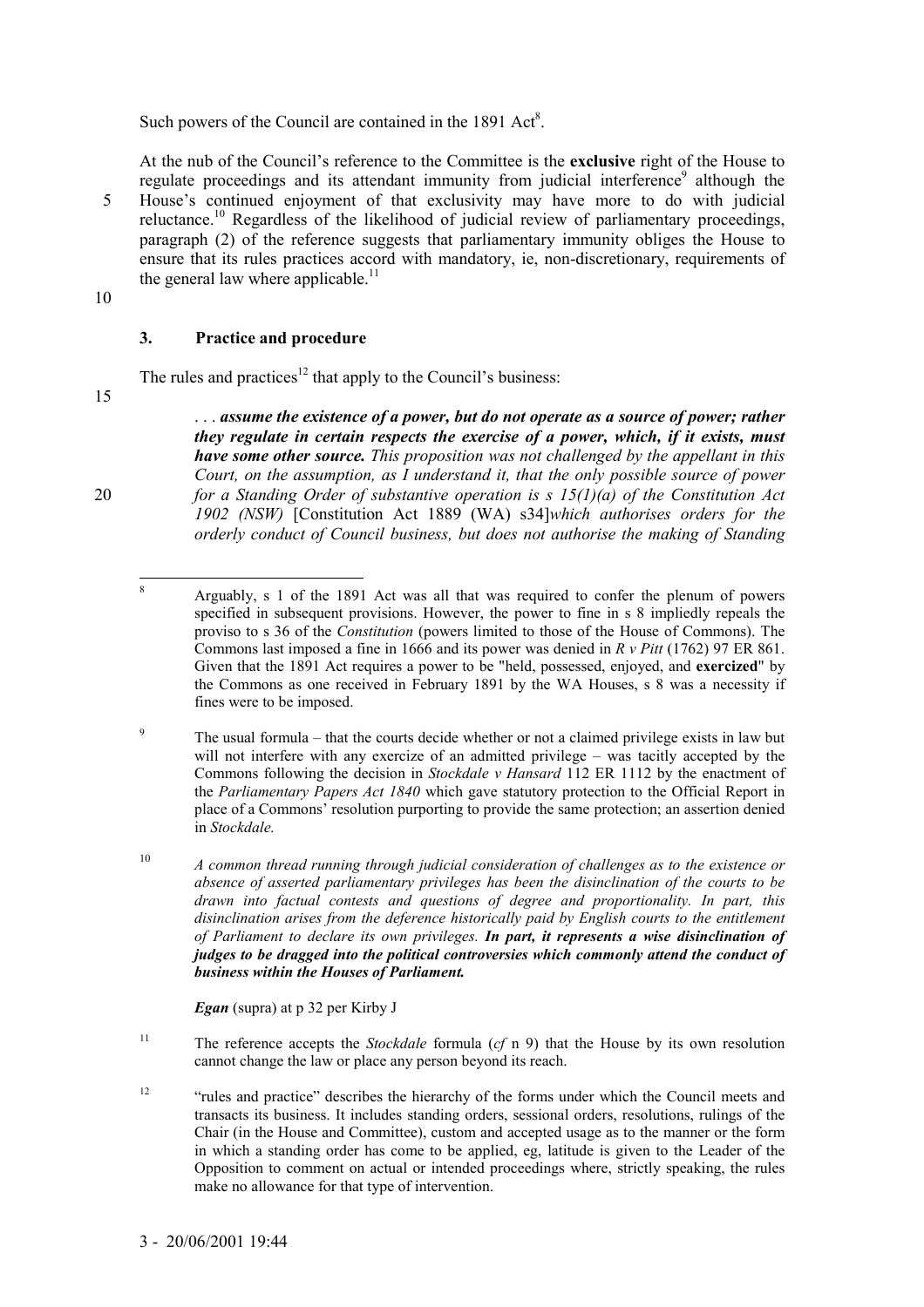Such powers of the Council are contained in the 1891 Act[8].

At the nub of the Council's reference to the Committee is the **exclusive** right of the House to regulate proceedings and its attendant immunity from judicial interference[9] although the House's continued enjoyment of that exclusivity may have more to do with judicial reluctance.[10] Regardless of the likelihood of judicial review of parliamentary proceedings, paragraph (2) of the reference suggests that parliamentary immunity obliges the House to ensure that its rules practices accord with mandatory, ie, non-discretionary, requirements of the general law where applicable.[11]

### 3. Practice and procedure

The rules and practices[12] that apply to the Council's business:

> . . . ***assume the existence of a power, but do not operate as a source of power; rather they regulate in certain respects the exercise of a power, which, if it exists, must have some other source.*** *This proposition was not challenged by the appellant in this Court, on the assumption, as I understand it, that the only possible source of power for a Standing Order of substantive operation is s 15(1)(a) of the Constitution Act 1902 (NSW)* [Constitution Act 1889 (WA) s34]*which authorises orders for the orderly conduct of Council business, but does not authorise the making of Standing*

---

[8] Arguably, s 1 of the 1891 Act was all that was required to confer the plenum of powers specified in subsequent provisions. However, the power to fine in s 8 impliedly repeals the proviso to s 36 of the *Constitution* (powers limited to those of the House of Commons). The Commons last imposed a fine in 1666 and its power was denied in *R v Pitt* (1762) 97 ER 861. Given that the 1891 Act requires a power to be "held, possessed, enjoyed, and **exercized**" by the Commons as one received in February 1891 by the WA Houses, s 8 was a necessity if fines were to be imposed.

[9] The usual formula – that the courts decide whether or not a claimed privilege exists in law but will not interfere with any exercize of an admitted privilege – was tacitly accepted by the Commons following the decision in *Stockdale v Hansard* 112 ER 1112 by the enactment of the *Parliamentary Papers Act 1840* which gave statutory protection to the Official Report in place of a Commons' resolution purporting to provide the same protection; an assertion denied in *Stockdale.*

[10] *A common thread running through judicial consideration of challenges as to the existence or absence of asserted parliamentary privileges has been the disinclination of the courts to be drawn into factual contests and questions of degree and proportionality. In part, this disinclination arises from the deference historically paid by English courts to the entitlement of Parliament to declare its own privileges.* ***In part, it represents a wise disinclination of judges to be dragged into the political controversies which commonly attend the conduct of business within the Houses of Parliament.***

***Egan*** (supra) at p 32 per Kirby J

[11] The reference accepts the *Stockdale* formula (*cf* n 9) that the House by its own resolution cannot change the law or place any person beyond its reach.

[12] "rules and practice" describes the hierarchy of the forms under which the Council meets and transacts its business. It includes standing orders, sessional orders, resolutions, rulings of the Chair (in the House and Committee), custom and accepted usage as to the manner or the form in which a standing order has come to be applied, eg, latitude is given to the Leader of the Opposition to comment on actual or intended proceedings where, strictly speaking, the rules make no allowance for that type of intervention.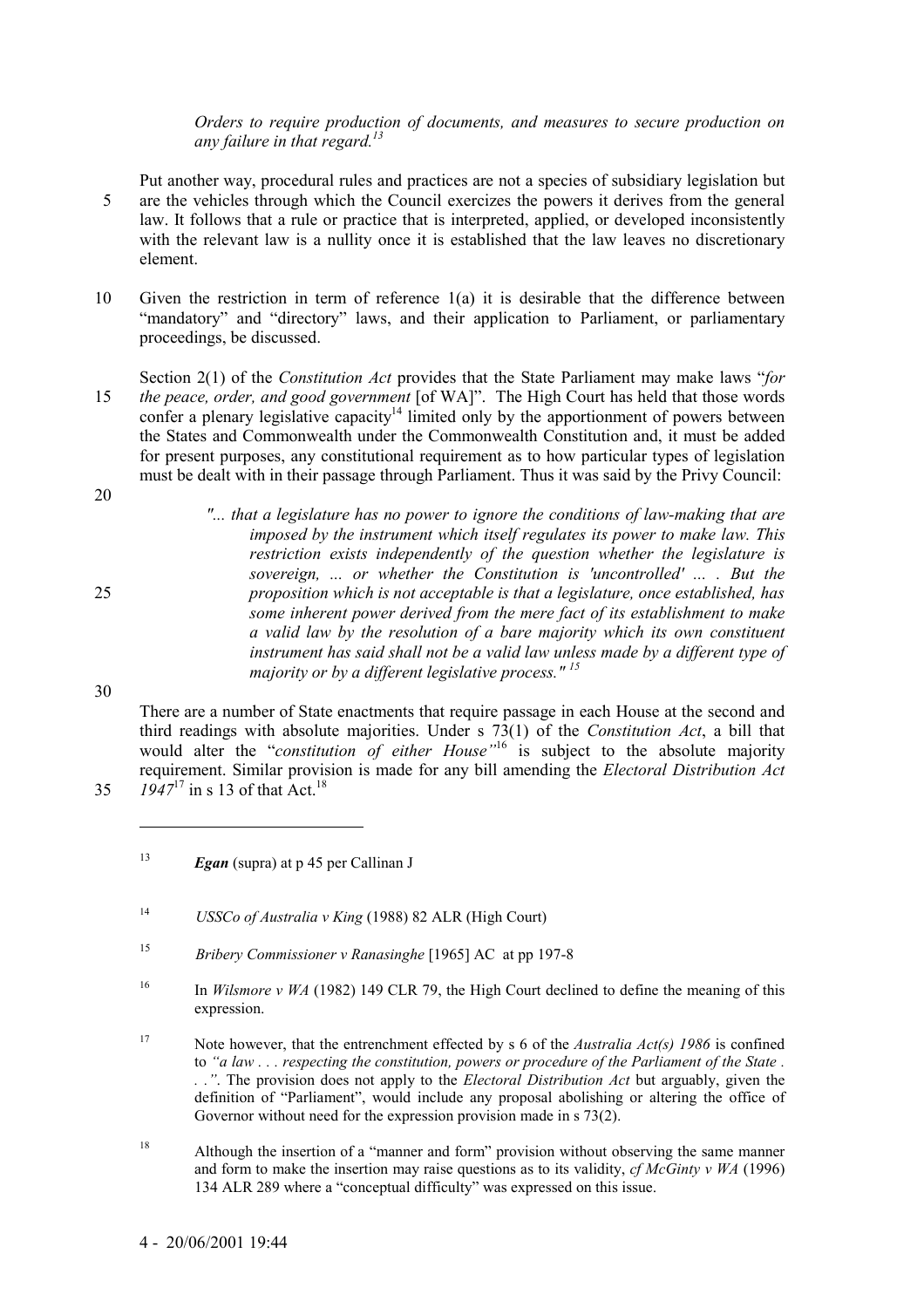*Orders to require production of documents, and measures to secure production on any failure in that regard.*[13]

Put another way, procedural rules and practices are not a species of subsidiary legislation but are the vehicles through which the Council exercizes the powers it derives from the general law. It follows that a rule or practice that is interpreted, applied, or developed inconsistently with the relevant law is a nullity once it is established that the law leaves no discretionary element.

Given the restriction in term of reference 1(a) it is desirable that the difference between "mandatory" and "directory" laws, and their application to Parliament, or parliamentary proceedings, be discussed.

Section 2(1) of the *Constitution Act* provides that the State Parliament may make laws "*for the peace, order, and good government* [of WA]". The High Court has held that those words confer a plenary legislative capacity[14] limited only by the apportionment of powers between the States and Commonwealth under the Commonwealth Constitution and, it must be added for present purposes, any constitutional requirement as to how particular types of legislation must be dealt with in their passage through Parliament. Thus it was said by the Privy Council:

> *"... that a legislature has no power to ignore the conditions of law-making that are imposed by the instrument which itself regulates its power to make law. This restriction exists independently of the question whether the legislature is sovereign, ... or whether the Constitution is 'uncontrolled' ... . But the proposition which is not acceptable is that a legislature, once established, has some inherent power derived from the mere fact of its establishment to make a valid law by the resolution of a bare majority which its own constituent instrument has said shall not be a valid law unless made by a different type of majority or by a different legislative process."* [15]

There are a number of State enactments that require passage in each House at the second and third readings with absolute majorities. Under s 73(1) of the *Constitution Act*, a bill that would alter the "*constitution of either House*"[16] is subject to the absolute majority requirement. Similar provision is made for any bill amending the *Electoral Distribution Act 1947*[17] in s 13 of that Act.[18]

---

[13] ***Egan*** (supra) at p 45 per Callinan J

[14] *USSCo of Australia v King* (1988) 82 ALR (High Court)

[15] *Bribery Commissioner v Ranasinghe* [1965] AC at pp 197-8

[16] In *Wilsmore v WA* (1982) 149 CLR 79, the High Court declined to define the meaning of this expression.

[17] Note however, that the entrenchment effected by s 6 of the *Australia Act(s) 1986* is confined to *"a law . . . respecting the constitution, powers or procedure of the Parliament of the State . . ."*. The provision does not apply to the *Electoral Distribution Act* but arguably, given the definition of "Parliament", would include any proposal abolishing or altering the office of Governor without need for the expression provision made in s 73(2).

[18] Although the insertion of a "manner and form" provision without observing the same manner and form to make the insertion may raise questions as to its validity, *cf McGinty v WA* (1996) 134 ALR 289 where a "conceptual difficulty" was expressed on this issue.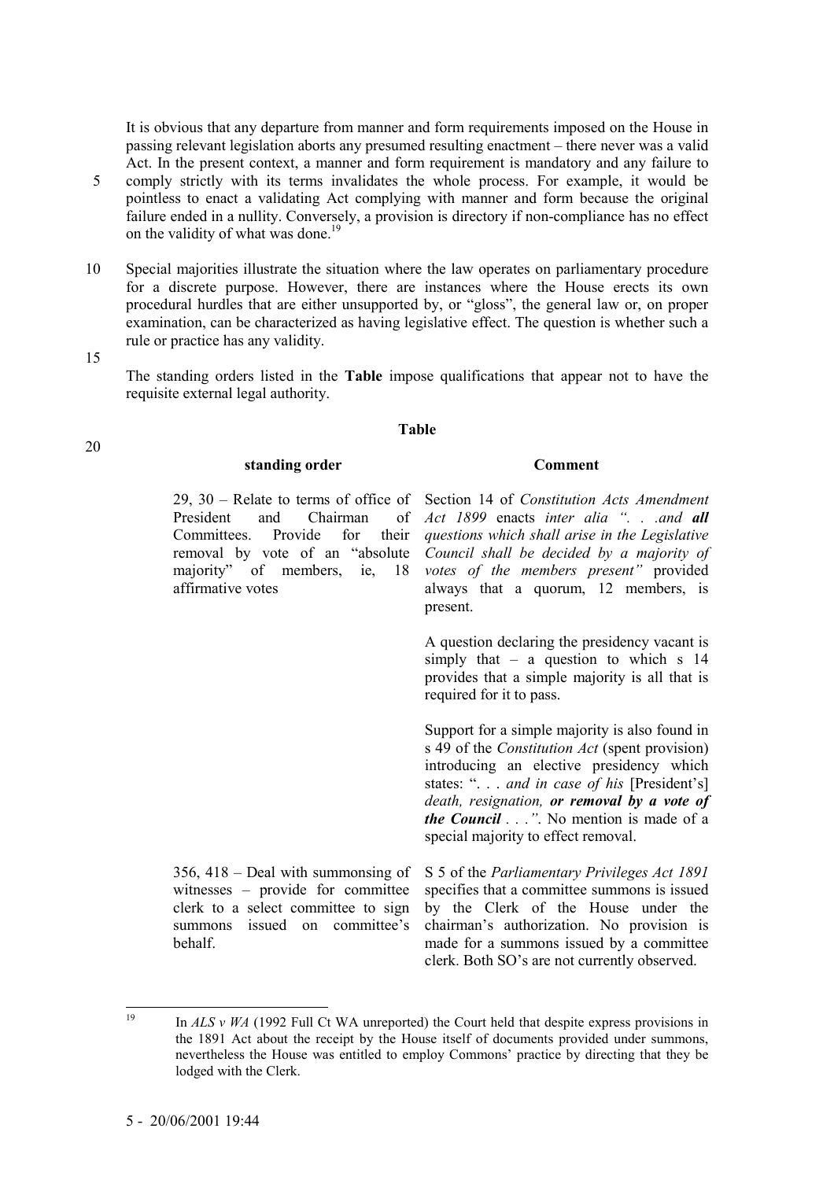It is obvious that any departure from manner and form requirements imposed on the House in passing relevant legislation aborts any presumed resulting enactment – there never was a valid Act. In the present context, a manner and form requirement is mandatory and any failure to comply strictly with its terms invalidates the whole process. For example, it would be pointless to enact a validating Act complying with manner and form because the original failure ended in a nullity. Conversely, a provision is directory if non-compliance has no effect on the validity of what was done.[19]

Special majorities illustrate the situation where the law operates on parliamentary procedure for a discrete purpose. However, there are instances where the House erects its own procedural hurdles that are either unsupported by, or "gloss", the general law or, on proper examination, can be characterized as having legislative effect. The question is whether such a rule or practice has any validity.

The standing orders listed in the **Table** impose qualifications that appear not to have the requisite external legal authority.

**Table**

| standing order | Comment |
|---|---|
| 29, 30 – Relate to terms of office of President and Chairman of Committees. Provide for their removal by vote of an "absolute majority" of members, ie, 18 affirmative votes | Section 14 of *Constitution Acts Amendment Act 1899* enacts *inter alia ". . .and **all** questions which shall arise in the Legislative Council shall be decided by a majority of votes of the members present"* provided always that a quorum, 12 members, is present.<br><br>A question declaring the presidency vacant is simply that – a question to which s 14 provides that a simple majority is all that is required for it to pass.<br><br>Support for a simple majority is also found in s 49 of the *Constitution Act* (spent provision) introducing an elective presidency which states: ". . . *and in case of his* [President's] *death, resignation, **or removal by a vote of the Council** . . ."*. No mention is made of a special majority to effect removal. |
| 356, 418 – Deal with summonsing of witnesses – provide for committee clerk to a select committee to sign summons issued on committee's behalf. | S 5 of the *Parliamentary Privileges Act 1891* specifies that a committee summons is issued by the Clerk of the House under the chairman's authorization. No provision is made for a summons issued by a committee clerk. Both SO's are not currently observed. |

[19] In *ALS v WA* (1992 Full Ct WA unreported) the Court held that despite express provisions in the 1891 Act about the receipt by the House itself of documents provided under summons, nevertheless the House was entitled to employ Commons' practice by directing that they be lodged with the Clerk.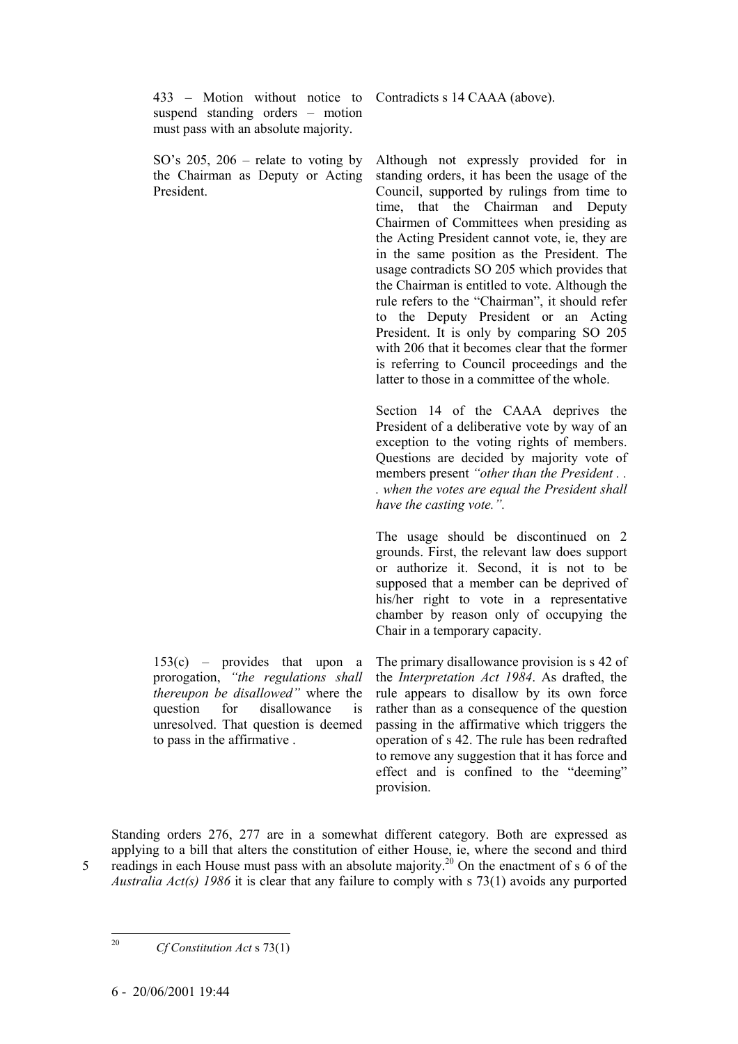| | |
|---|---|
| 433 – Motion without notice to suspend standing orders – motion must pass with an absolute majority. | Contradicts s 14 CAAA (above). |
| SO's 205, 206 – relate to voting by the Chairman as Deputy or Acting President. | Although not expressly provided for in standing orders, it has been the usage of the Council, supported by rulings from time to time, that the Chairman and Deputy Chairmen of Committees when presiding as the Acting President cannot vote, ie, they are in the same position as the President. The usage contradicts SO 205 which provides that the Chairman is entitled to vote. Although the rule refers to the "Chairman", it should refer to the Deputy President or an Acting President. It is only by comparing SO 205 with 206 that it becomes clear that the former is referring to Council proceedings and the latter to those in a committee of the whole.<br><br>Section 14 of the CAAA deprives the President of a deliberative vote by way of an exception to the voting rights of members. Questions are decided by majority vote of members present *"other than the President . . . when the votes are equal the President shall have the casting vote."*.<br><br>The usage should be discontinued on 2 grounds. First, the relevant law does support or authorize it. Second, it is not to be supposed that a member can be deprived of his/her right to vote in a representative chamber by reason only of occupying the Chair in a temporary capacity. |
| 153(c) – provides that upon a prorogation, *"the regulations shall thereupon be disallowed"* where the question for disallowance is unresolved. That question is deemed to pass in the affirmative . | The primary disallowance provision is s 42 of the *Interpretation Act 1984*. As drafted, the rule appears to disallow by its own force rather than as a consequence of the question passing in the affirmative which triggers the operation of s 42. The rule has been redrafted to remove any suggestion that it has force and effect and is confined to the "deeming" provision. |

Standing orders 276, 277 are in a somewhat different category. Both are expressed as applying to a bill that alters the constitution of either House, ie, where the second and third readings in each House must pass with an absolute majority.[20] On the enactment of s 6 of the *Australia Act(s) 1986* it is clear that any failure to comply with s 73(1) avoids any purported

[20] *Cf Constitution Act* s 73(1)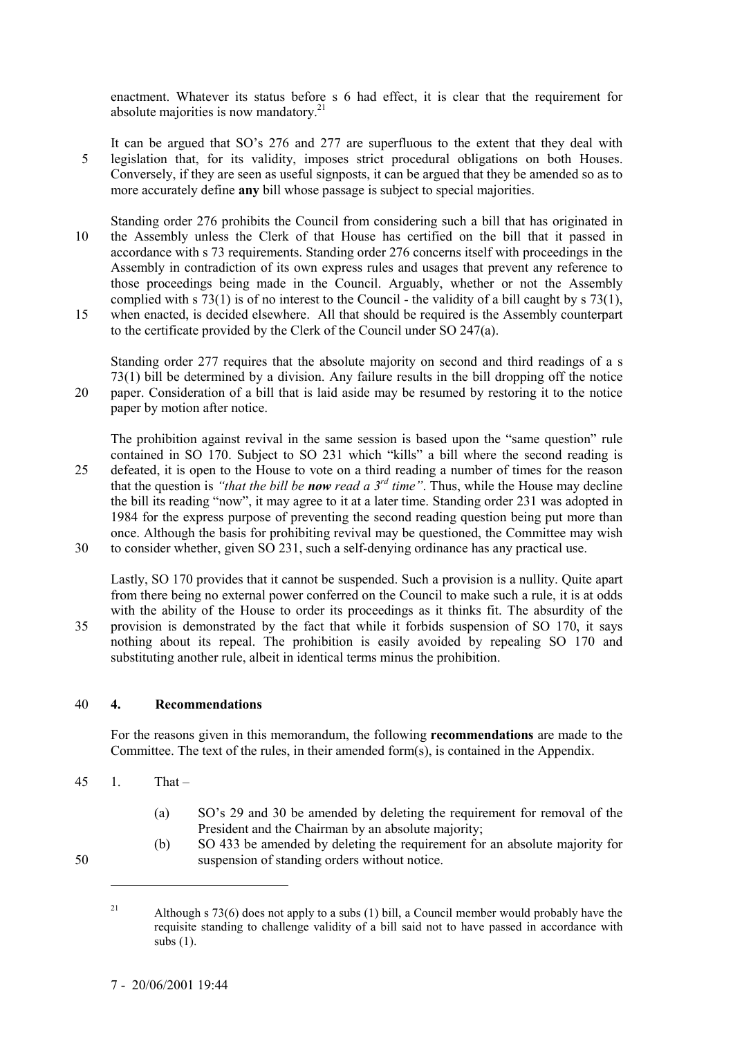enactment. Whatever its status before s 6 had effect, it is clear that the requirement for absolute majorities is now mandatory.[21]

It can be argued that SO's 276 and 277 are superfluous to the extent that they deal with legislation that, for its validity, imposes strict procedural obligations on both Houses. Conversely, if they are seen as useful signposts, it can be argued that they be amended so as to more accurately define **any** bill whose passage is subject to special majorities.

Standing order 276 prohibits the Council from considering such a bill that has originated in the Assembly unless the Clerk of that House has certified on the bill that it passed in accordance with s 73 requirements. Standing order 276 concerns itself with proceedings in the Assembly in contradiction of its own express rules and usages that prevent any reference to those proceedings being made in the Council. Arguably, whether or not the Assembly complied with s 73(1) is of no interest to the Council - the validity of a bill caught by s 73(1), when enacted, is decided elsewhere. All that should be required is the Assembly counterpart to the certificate provided by the Clerk of the Council under SO 247(a).

Standing order 277 requires that the absolute majority on second and third readings of a s 73(1) bill be determined by a division. Any failure results in the bill dropping off the notice paper. Consideration of a bill that is laid aside may be resumed by restoring it to the notice paper by motion after notice.

The prohibition against revival in the same session is based upon the "same question" rule contained in SO 170. Subject to SO 231 which "kills" a bill where the second reading is defeated, it is open to the House to vote on a third reading a number of times for the reason that the question is *"that the bill be **now** read a 3rd time"*. Thus, while the House may decline the bill its reading "now", it may agree to it at a later time. Standing order 231 was adopted in 1984 for the express purpose of preventing the second reading question being put more than once. Although the basis for prohibiting revival may be questioned, the Committee may wish to consider whether, given SO 231, such a self-denying ordinance has any practical use.

Lastly, SO 170 provides that it cannot be suspended. Such a provision is a nullity. Quite apart from there being no external power conferred on the Council to make such a rule, it is at odds with the ability of the House to order its proceedings as it thinks fit. The absurdity of the provision is demonstrated by the fact that while it forbids suspension of SO 170, it says nothing about its repeal. The prohibition is easily avoided by repealing SO 170 and substituting another rule, albeit in identical terms minus the prohibition.

## 4. Recommendations

For the reasons given in this memorandum, the following **recommendations** are made to the Committee. The text of the rules, in their amended form(s), is contained in the Appendix.

1. That –

   (a) SO's 29 and 30 be amended by deleting the requirement for removal of the President and the Chairman by an absolute majority;

   (b) SO 433 be amended by deleting the requirement for an absolute majority for suspension of standing orders without notice.

---

[21] Although s 73(6) does not apply to a subs (1) bill, a Council member would probably have the requisite standing to challenge validity of a bill said not to have passed in accordance with subs (1).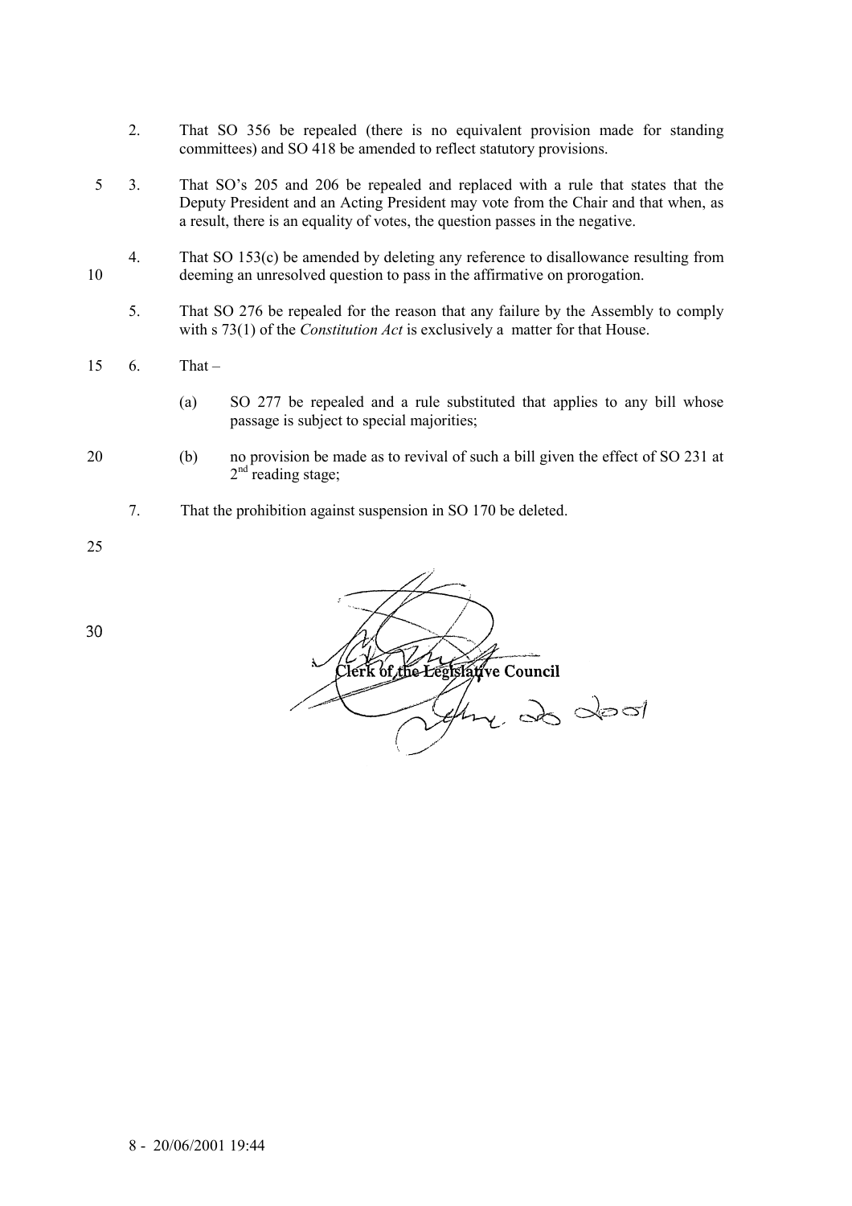2. That SO 356 be repealed (there is no equivalent provision made for standing committees) and SO 418 be amended to reflect statutory provisions.

3. That SO's 205 and 206 be repealed and replaced with a rule that states that the Deputy President and an Acting President may vote from the Chair and that when, as a result, there is an equality of votes, the question passes in the negative.

4. That SO 153(c) be amended by deleting any reference to disallowance resulting from deeming an unresolved question to pass in the affirmative on prorogation.

5. That SO 276 be repealed for the reason that any failure by the Assembly to comply with s 73(1) of the *Constitution Act* is exclusively a matter for that House.

6. That –

   (a) SO 277 be repealed and a rule substituted that applies to any bill whose passage is subject to special majorities;

   (b) no provision be made as to revival of such a bill given the effect of SO 231 at 2nd reading stage;

7. That the prohibition against suspension in SO 170 be deleted.

**Clerk of the Legislative Council**

June 20 2001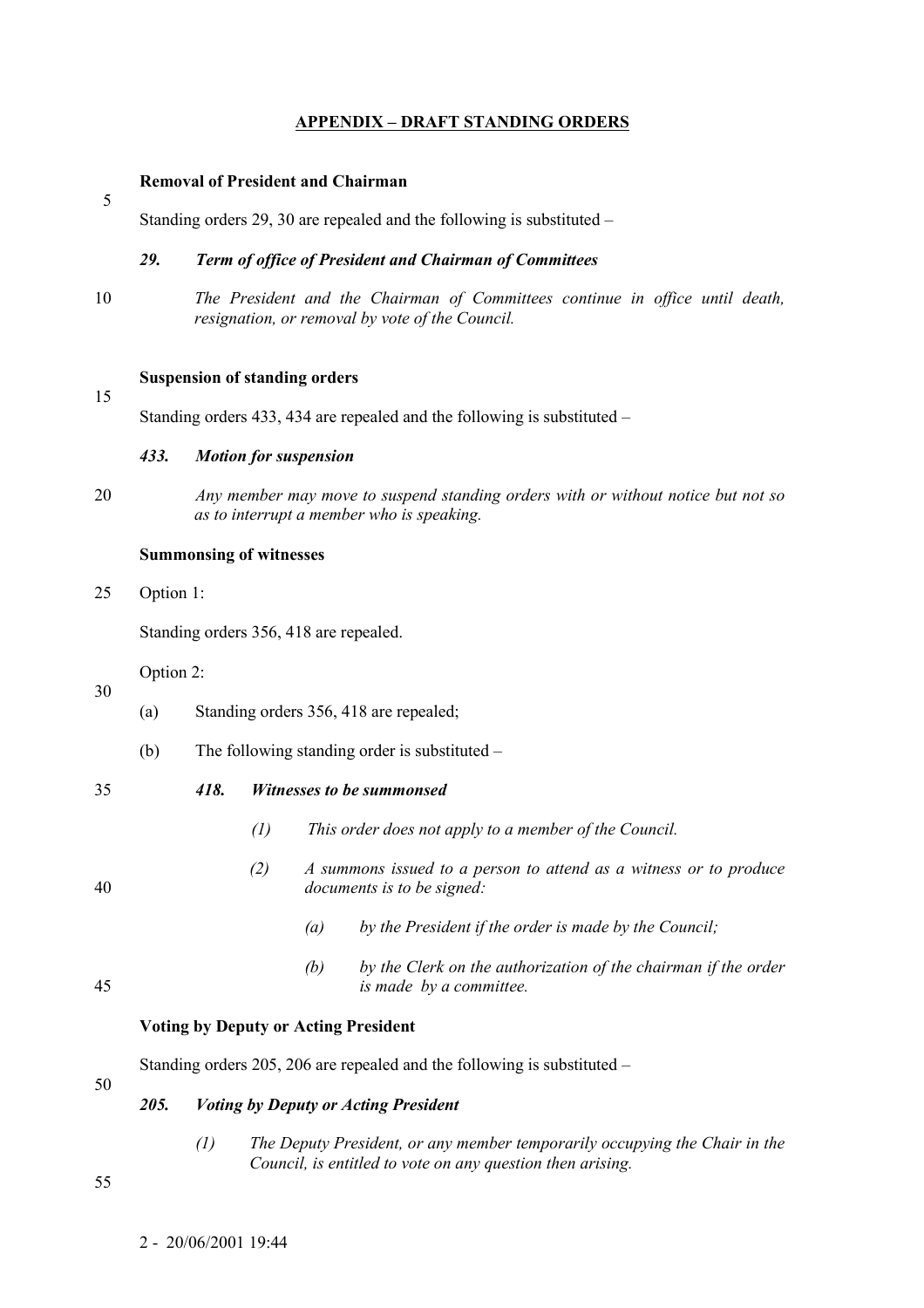## APPENDIX – DRAFT STANDING ORDERS

**Removal of President and Chairman**

Standing orders 29, 30 are repealed and the following is substituted –

***29. Term of office of President and Chairman of Committees***

*The President and the Chairman of Committees continue in office until death, resignation, or removal by vote of the Council.*

**Suspension of standing orders**

Standing orders 433, 434 are repealed and the following is substituted –

***433. Motion for suspension***

*Any member may move to suspend standing orders with or without notice but not so as to interrupt a member who is speaking.*

**Summonsing of witnesses**

Option 1:

Standing orders 356, 418 are repealed.

Option 2:

(a) Standing orders 356, 418 are repealed;

(b) The following standing order is substituted –

***418. Witnesses to be summonsed***

*(1) This order does not apply to a member of the Council.*

*(2) A summons issued to a person to attend as a witness or to produce documents is to be signed:*

*(a) by the President if the order is made by the Council;*

*(b) by the Clerk on the authorization of the chairman if the order is made by a committee.*

**Voting by Deputy or Acting President**

Standing orders 205, 206 are repealed and the following is substituted –

***205. Voting by Deputy or Acting President***

*(1) The Deputy President, or any member temporarily occupying the Chair in the Council, is entitled to vote on any question then arising.*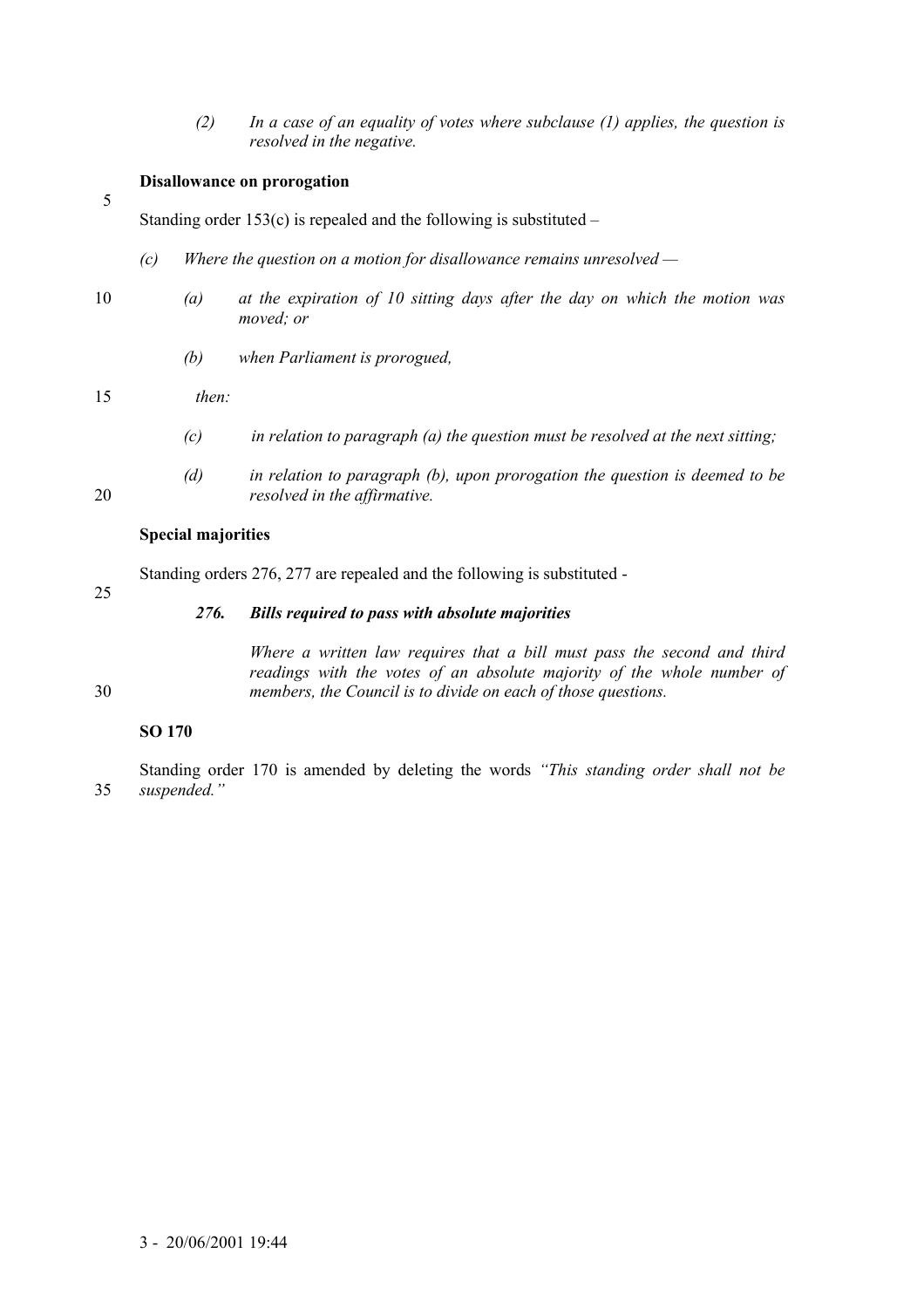*(2) In a case of an equality of votes where subclause (1) applies, the question is resolved in the negative.*

**Disallowance on prorogation**

Standing order 153(c) is repealed and the following is substituted –

*(c) Where the question on a motion for disallowance remains unresolved —*

*(a) at the expiration of 10 sitting days after the day on which the motion was moved; or*

*(b) when Parliament is prorogued,*

*then:*

*(c) in relation to paragraph (a) the question must be resolved at the next sitting;*

*(d) in relation to paragraph (b), upon prorogation the question is deemed to be resolved in the affirmative.*

**Special majorities**

Standing orders 276, 277 are repealed and the following is substituted -

***276. Bills required to pass with absolute majorities***

*Where a written law requires that a bill must pass the second and third readings with the votes of an absolute majority of the whole number of members, the Council is to divide on each of those questions.*

**SO 170**

Standing order 170 is amended by deleting the words *"This standing order shall not be suspended."*